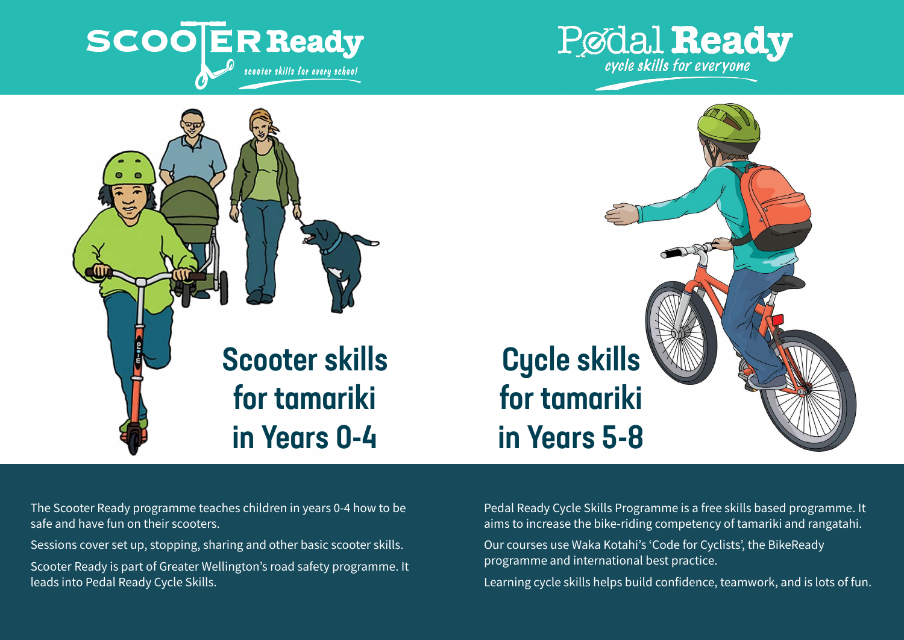# SCOOTER Ready

*scooter skills for every school*

# Pedal Ready

*cycle skills for everyone*

## Scooter skills for tamariki in Years 0-4

The Scooter Ready programme teaches children in years 0-4 how to be safe and have fun on their scooters.

Sessions cover set up, stopping, sharing and other basic scooter skills.

Scooter Ready is part of Greater Wellington's road safety programme. It leads into Pedal Ready Cycle Skills.

## Cycle skills for tamariki in Years 5-8

Pedal Ready Cycle Skills Programme is a free skills based programme. It aims to increase the bike-riding competency of tamariki and rangatahi.

Our courses use Waka Kotahi's 'Code for Cyclists', the BikeReady programme and international best practice.

Learning cycle skills helps build confidence, teamwork, and is lots of fun.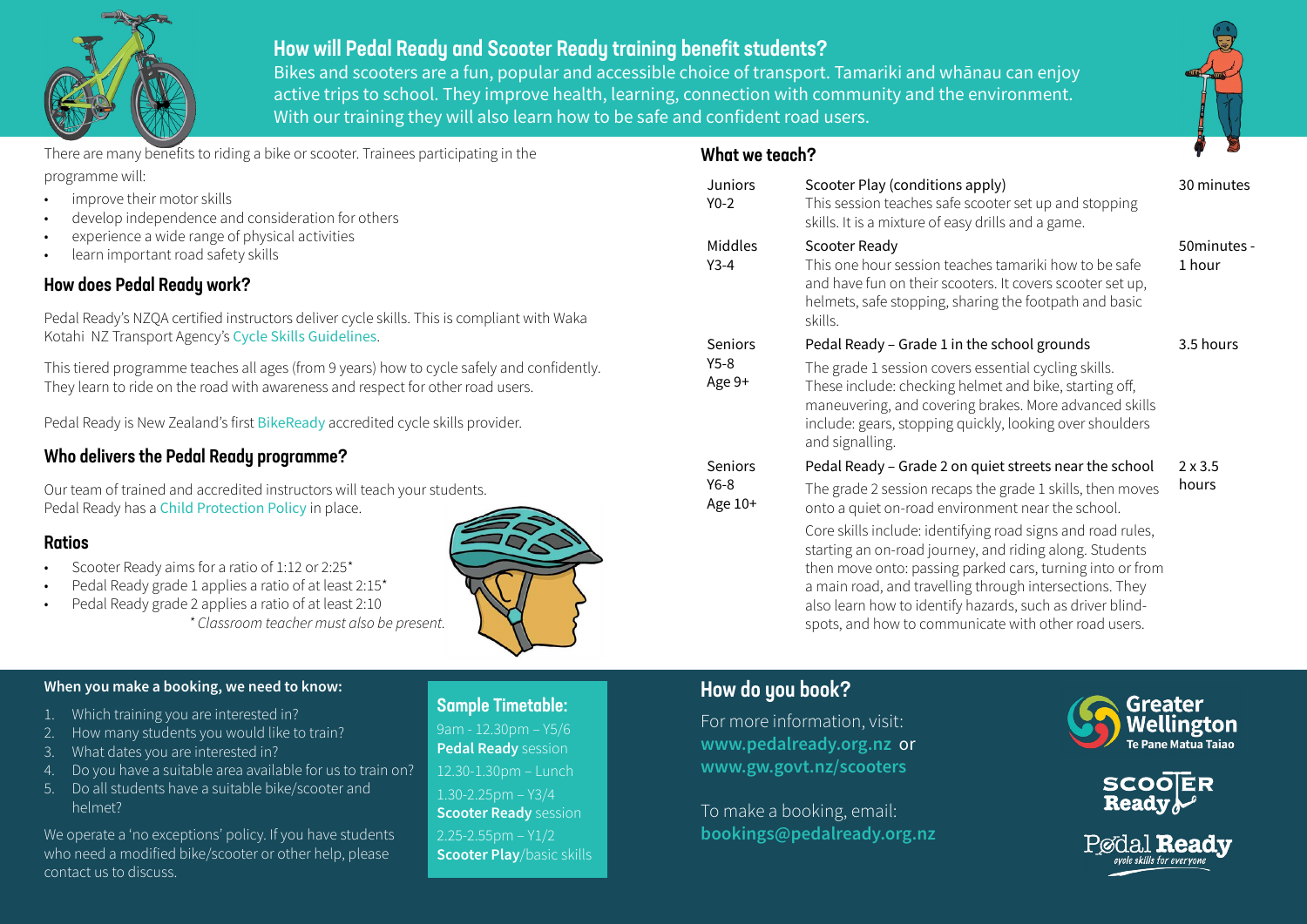## How will Pedal Ready and Scooter Ready training benefit students?

Bikes and scooters are a fun, popular and accessible choice of transport. Tamariki and whānau can enjoy active trips to school. They improve health, learning, connection with community and the environment. With our training they will also learn how to be safe and confident road users.

There are many benefits to riding a bike or scooter. Trainees participating in the programme will:

- improve their motor skills
- develop independence and consideration for others
- experience a wide range of physical activities
- learn important road safety skills

## How does Pedal Ready work?

Pedal Ready's NZQA certified instructors deliver cycle skills. This is compliant with Waka Kotahi NZ Transport Agency's Cycle Skills Guidelines.

This tiered programme teaches all ages (from 9 years) how to cycle safely and confidently. They learn to ride on the road with awareness and respect for other road users.

Pedal Ready is New Zealand's first BikeReady accredited cycle skills provider.

## Who delivers the Pedal Ready programme?

Our team of trained and accredited instructors will teach your students. Pedal Ready has a Child Protection Policy in place.

## Ratios

- Scooter Ready aims for a ratio of 1:12 or 2:25*
- Pedal Ready grade 1 applies a ratio of at least 2:15*
- Pedal Ready grade 2 applies a ratio of at least 2:10

*\* Classroom teacher must also be present.*

## What we teach?

| | | |
|---|---|---|
| Juniors Y0-2 | Scooter Play (conditions apply)<br>This session teaches safe scooter set up and stopping skills. It is a mixture of easy drills and a game. | 30 minutes |
| Middles Y3-4 | Scooter Ready<br>This one hour session teaches tamariki how to be safe and have fun on their scooters. It covers scooter set up, helmets, safe stopping, sharing the footpath and basic skills. | 50minutes - 1 hour |
| Seniors Y5-8 Age 9+ | Pedal Ready – Grade 1 in the school grounds<br>The grade 1 session covers essential cycling skills. These include: checking helmet and bike, starting off, maneuvering, and covering brakes. More advanced skills include: gears, stopping quickly, looking over shoulders and signalling. | 3.5 hours |
| Seniors Y6-8 Age 10+ | Pedal Ready – Grade 2 on quiet streets near the school<br>The grade 2 session recaps the grade 1 skills, then moves onto a quiet on-road environment near the school.<br>Core skills include: identifying road signs and road rules, starting an on-road journey, and riding along. Students then move onto: passing parked cars, turning into or from a main road, and travelling through intersections. They also learn how to identify hazards, such as driver blind-spots, and how to communicate with other road users. | 2 x 3.5 hours |

**When you make a booking, we need to know:**

1. Which training you are interested in?
2. How many students you would like to train?
3. What dates you are interested in?
4. Do you have a suitable area available for us to train on?
5. Do all students have a suitable bike/scooter and helmet?

We operate a 'no exceptions' policy. If you have students who need a modified bike/scooter or other help, please contact us to discuss.

### Sample Timetable:

9am - 12.30pm – Y5/6 **Pedal Ready** session
12.30-1.30pm – Lunch
1.30-2.25pm – Y3/4 **Scooter Ready** session
2.25-2.55pm – Y1/2 **Scooter Play**/basic skills

## How do you book?

For more information, visit:
**www.pedalready.org.nz** or **www.gw.govt.nz/scooters**

To make a booking, email:
**bookings@pedalready.org.nz**

Greater Wellington
Te Pane Matua Taiao

SCOOTER Ready

Pedal Ready
cycle skills for everyone